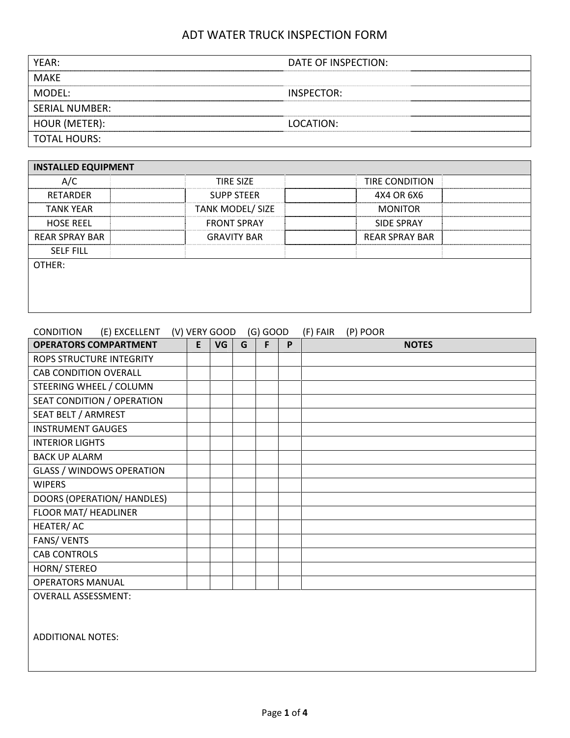# ADT WATER TRUCK INSPECTION FORM

| | | | |
|---|---|---|---|
| YEAR: | | DATE OF INSPECTION: | |
| MAKE | | | |
| MODEL: | | INSPECTOR: | |
| SERIAL NUMBER: | | | |
| HOUR (METER): | | LOCATION: | |
| TOTAL HOURS: | | | |

| INSTALLED EQUIPMENT | | | | | |
|---|---|---|---|---|---|
| A/C | | TIRE SIZE | | TIRE CONDITION | |
| RETARDER | | SUPP STEER | | 4X4 OR 6X6 | |
| TANK YEAR | | TANK MODEL/ SIZE | | MONITOR | |
| HOSE REEL | | FRONT SPRAY | | SIDE SPRAY | |
| REAR SPRAY BAR | | GRAVITY BAR | | REAR SPRAY BAR | |
| SELF FILL | | | | | |

OTHER:

CONDITION (E) EXCELLENT (V) VERY GOOD (G) GOOD (F) FAIR (P) POOR

| OPERATORS COMPARTMENT | E | VG | G | F | P | NOTES |
|---|---|---|---|---|---|---|
| ROPS STRUCTURE INTEGRITY | | | | | | |
| CAB CONDITION OVERALL | | | | | | |
| STEERING WHEEL / COLUMN | | | | | | |
| SEAT CONDITION / OPERATION | | | | | | |
| SEAT BELT / ARMREST | | | | | | |
| INSTRUMENT GAUGES | | | | | | |
| INTERIOR LIGHTS | | | | | | |
| BACK UP ALARM | | | | | | |
| GLASS / WINDOWS OPERATION | | | | | | |
| WIPERS | | | | | | |
| DOORS (OPERATION/ HANDLES) | | | | | | |
| FLOOR MAT/ HEADLINER | | | | | | |
| HEATER/ AC | | | | | | |
| FANS/ VENTS | | | | | | |
| CAB CONTROLS | | | | | | |
| HORN/ STEREO | | | | | | |
| OPERATORS MANUAL | | | | | | |

OVERALL ASSESSMENT:

ADDITIONAL NOTES: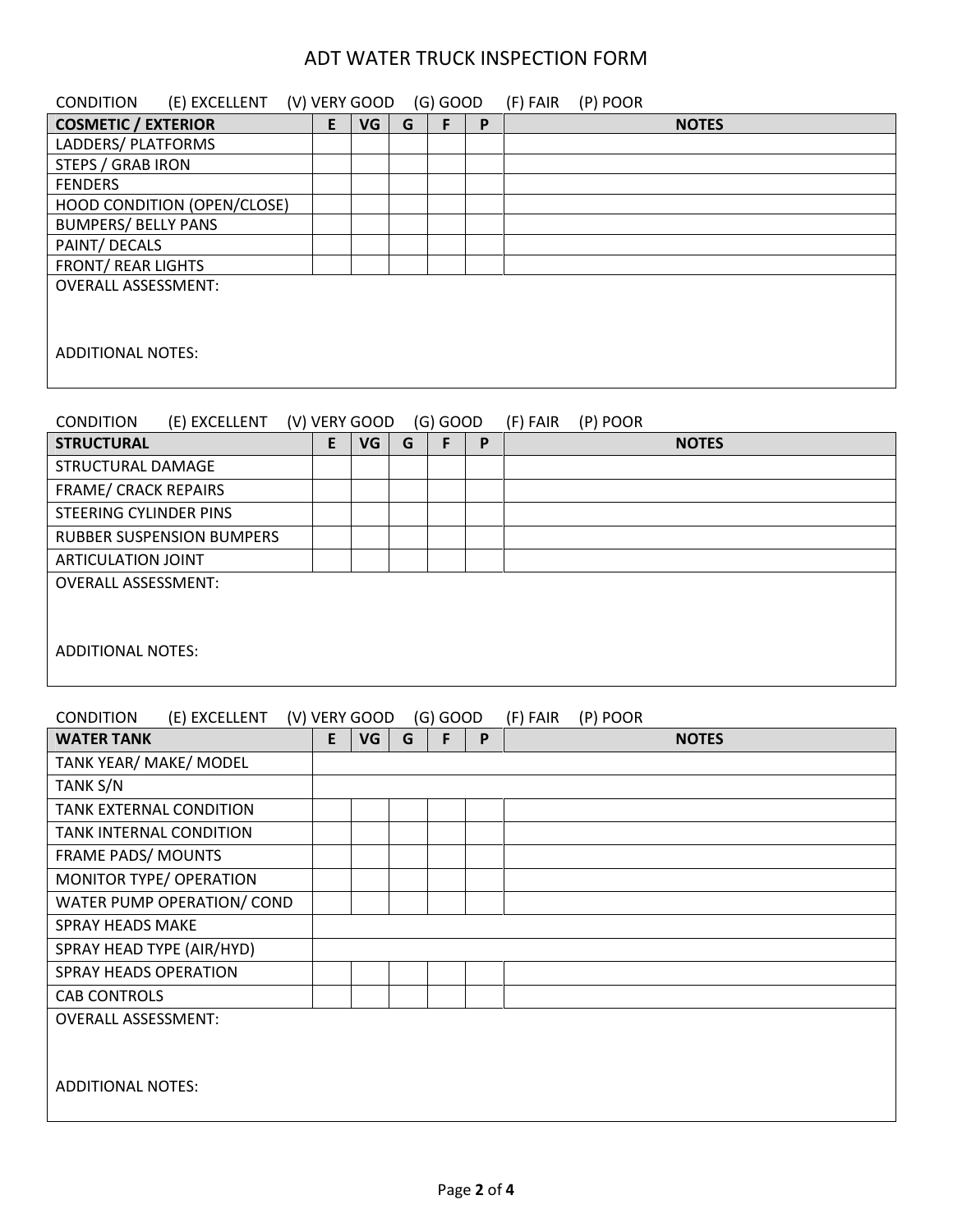# ADT WATER TRUCK INSPECTION FORM

CONDITION (E) EXCELLENT (V) VERY GOOD (G) GOOD (F) FAIR (P) POOR

| COSMETIC / EXTERIOR | E | VG | G | F | P | NOTES |
|---|---|---|---|---|---|---|
| LADDERS/ PLATFORMS | | | | | | |
| STEPS / GRAB IRON | | | | | | |
| FENDERS | | | | | | |
| HOOD CONDITION (OPEN/CLOSE) | | | | | | |
| BUMPERS/ BELLY PANS | | | | | | |
| PAINT/ DECALS | | | | | | |
| FRONT/ REAR LIGHTS | | | | | | |

OVERALL ASSESSMENT:

ADDITIONAL NOTES:

CONDITION (E) EXCELLENT (V) VERY GOOD (G) GOOD (F) FAIR (P) POOR

| STRUCTURAL | E | VG | G | F | P | NOTES |
|---|---|---|---|---|---|---|
| STRUCTURAL DAMAGE | | | | | | |
| FRAME/ CRACK REPAIRS | | | | | | |
| STEERING CYLINDER PINS | | | | | | |
| RUBBER SUSPENSION BUMPERS | | | | | | |
| ARTICULATION JOINT | | | | | | |

OVERALL ASSESSMENT:

ADDITIONAL NOTES:

CONDITION (E) EXCELLENT (V) VERY GOOD (G) GOOD (F) FAIR (P) POOR

| WATER TANK | E | VG | G | F | P | NOTES |
|---|---|---|---|---|---|---|
| TANK YEAR/ MAKE/ MODEL | | | | | | |
| TANK S/N | | | | | | |
| TANK EXTERNAL CONDITION | | | | | | |
| TANK INTERNAL CONDITION | | | | | | |
| FRAME PADS/ MOUNTS | | | | | | |
| MONITOR TYPE/ OPERATION | | | | | | |
| WATER PUMP OPERATION/ COND | | | | | | |
| SPRAY HEADS MAKE | | | | | | |
| SPRAY HEAD TYPE (AIR/HYD) | | | | | | |
| SPRAY HEADS OPERATION | | | | | | |
| CAB CONTROLS | | | | | | |

OVERALL ASSESSMENT:

ADDITIONAL NOTES: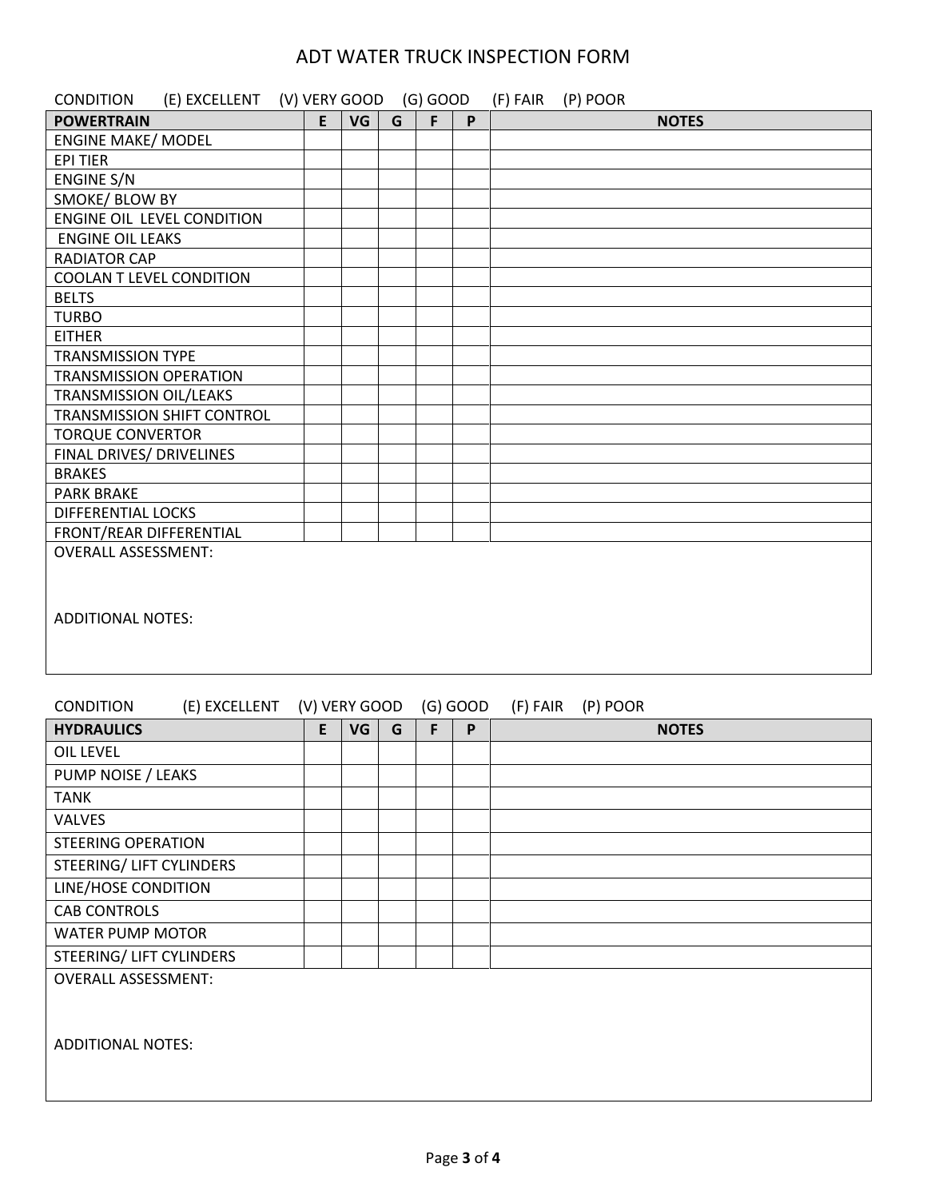# ADT WATER TRUCK INSPECTION FORM

CONDITION (E) EXCELLENT (V) VERY GOOD (G) GOOD (F) FAIR (P) POOR

| POWERTRAIN | E | VG | G | F | P | NOTES |
|---|---|---|---|---|---|---|
| ENGINE MAKE/ MODEL | | | | | | |
| EPI TIER | | | | | | |
| ENGINE S/N | | | | | | |
| SMOKE/ BLOW BY | | | | | | |
| ENGINE OIL LEVEL CONDITION | | | | | | |
| ENGINE OIL LEAKS | | | | | | |
| RADIATOR CAP | | | | | | |
| COOLAN T LEVEL CONDITION | | | | | | |
| BELTS | | | | | | |
| TURBO | | | | | | |
| EITHER | | | | | | |
| TRANSMISSION TYPE | | | | | | |
| TRANSMISSION OPERATION | | | | | | |
| TRANSMISSION OIL/LEAKS | | | | | | |
| TRANSMISSION SHIFT CONTROL | | | | | | |
| TORQUE CONVERTOR | | | | | | |
| FINAL DRIVES/ DRIVELINES | | | | | | |
| BRAKES | | | | | | |
| PARK BRAKE | | | | | | |
| DIFFERENTIAL LOCKS | | | | | | |
| FRONT/REAR DIFFERENTIAL | | | | | | |

OVERALL ASSESSMENT:

ADDITIONAL NOTES:

CONDITION (E) EXCELLENT (V) VERY GOOD (G) GOOD (F) FAIR (P) POOR

| HYDRAULICS | E | VG | G | F | P | NOTES |
|---|---|---|---|---|---|---|
| OIL LEVEL | | | | | | |
| PUMP NOISE / LEAKS | | | | | | |
| TANK | | | | | | |
| VALVES | | | | | | |
| STEERING OPERATION | | | | | | |
| STEERING/ LIFT CYLINDERS | | | | | | |
| LINE/HOSE CONDITION | | | | | | |
| CAB CONTROLS | | | | | | |
| WATER PUMP MOTOR | | | | | | |
| STEERING/ LIFT CYLINDERS | | | | | | |

OVERALL ASSESSMENT:

ADDITIONAL NOTES: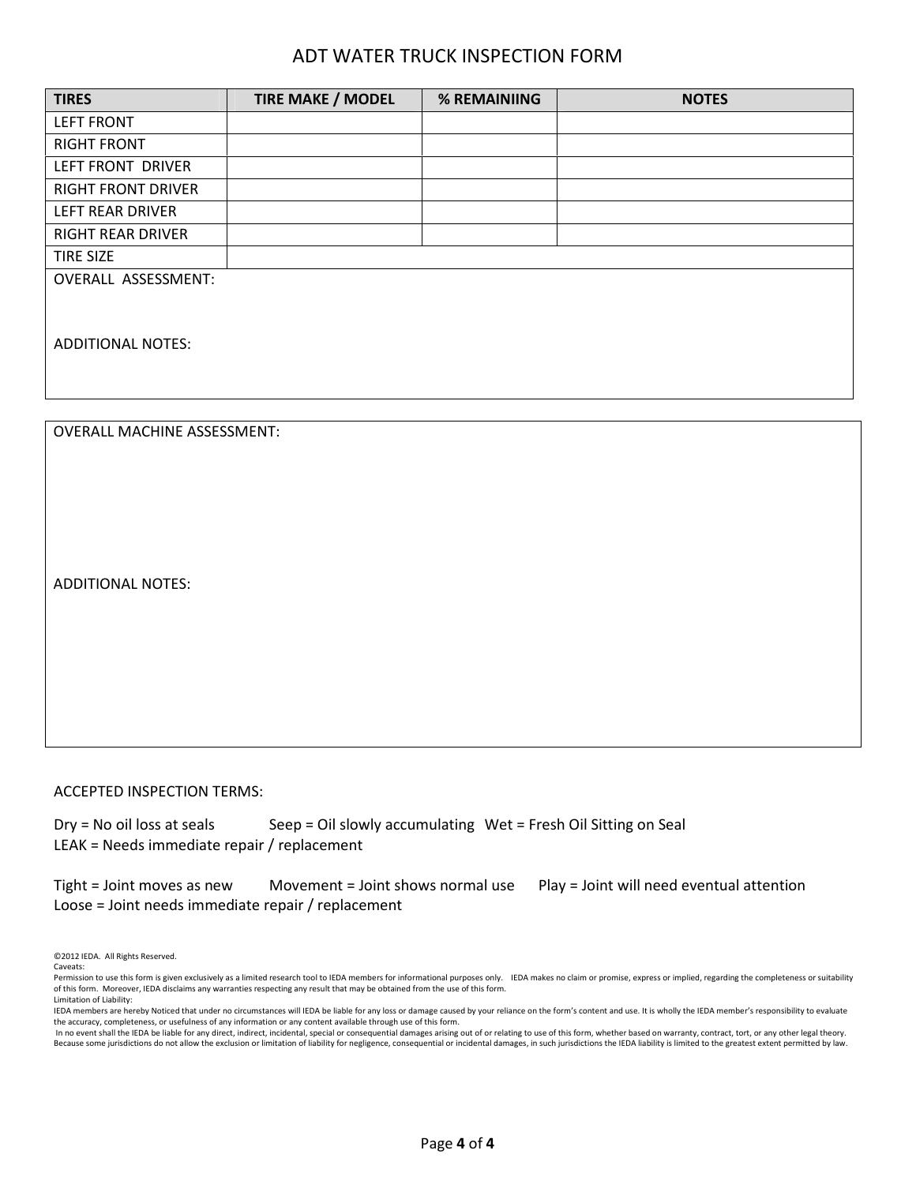# ADT WATER TRUCK INSPECTION FORM

| TIRES | TIRE MAKE / MODEL | % REMAINIING | NOTES |
|---|---|---|---|
| LEFT FRONT | | | |
| RIGHT FRONT | | | |
| LEFT FRONT DRIVER | | | |
| RIGHT FRONT DRIVER | | | |
| LEFT REAR DRIVER | | | |
| RIGHT REAR DRIVER | | | |
| TIRE SIZE | | | |

OVERALL ASSESSMENT:

ADDITIONAL NOTES:

OVERALL MACHINE ASSESSMENT:

ADDITIONAL NOTES:

ACCEPTED INSPECTION TERMS:

Dry = No oil loss at seals　　Seep = Oil slowly accumulating　　Wet = Fresh Oil Sitting on Seal
LEAK = Needs immediate repair / replacement

Tight = Joint moves as new　　Movement = Joint shows normal use　　Play = Joint will need eventual attention
Loose = Joint needs immediate repair / replacement

©2012 IEDA. All Rights Reserved.
Caveats:
Permission to use this form is given exclusively as a limited research tool to IEDA members for informational purposes only. IEDA makes no claim or promise, express or implied, regarding the completeness or suitability of this form. Moreover, IEDA disclaims any warranties respecting any result that may be obtained from the use of this form.
Limitation of Liability:
IEDA members are hereby Noticed that under no circumstances will IEDA be liable for any loss or damage caused by your reliance on the form's content and use. It is wholly the IEDA member's responsibility to evaluate the accuracy, completeness, or usefulness of any information or any content available through use of this form.
In no event shall the IEDA be liable for any direct, indirect, incidental, special or consequential damages arising out of or relating to use of this form, whether based on warranty, contract, tort, or any other legal theory. Because some jurisdictions do not allow the exclusion or limitation of liability for negligence, consequential or incidental damages, in such jurisdictions the IEDA liability is limited to the greatest extent permitted by law.